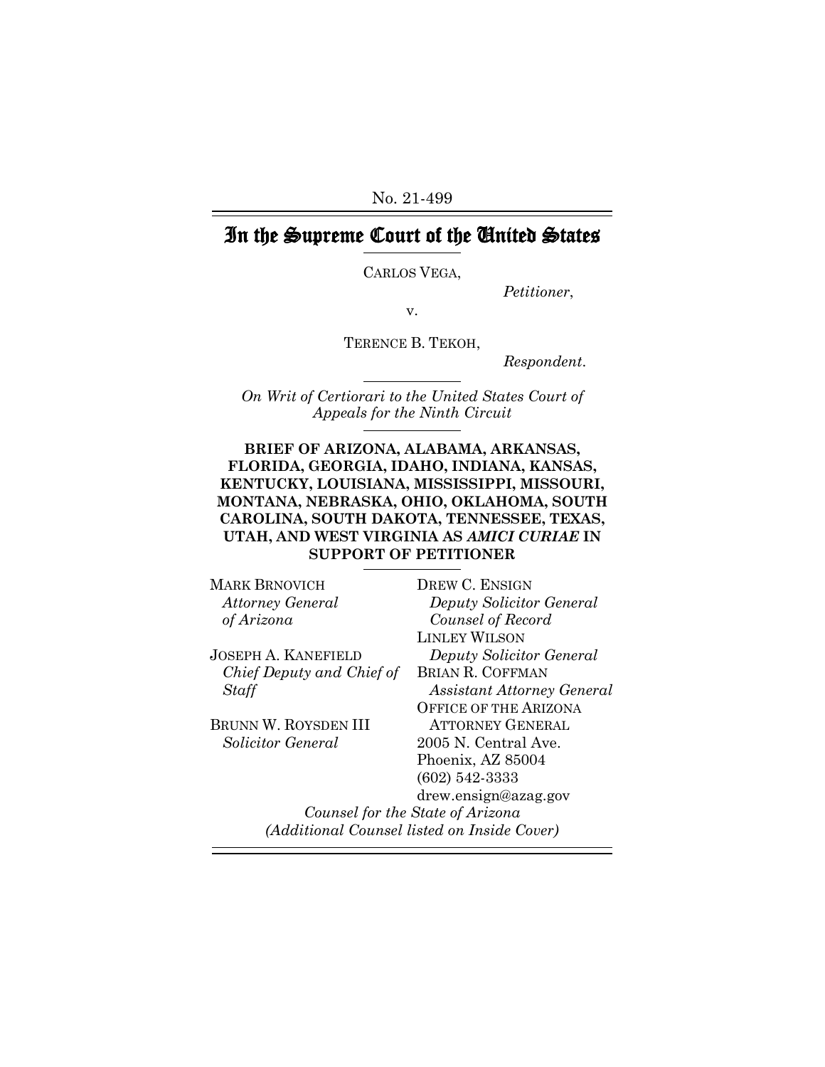No. 21-499

# In the Supreme Court of the United States

CARLOS VEGA,

*Petitioner*,

v.

TERENCE B. TEKOH,

*Respondent*.

*On Writ of Certiorari to the United States Court of Appeals for the Ninth Circuit*

**BRIEF OF ARIZONA, ALABAMA, ARKANSAS, FLORIDA, GEORGIA, IDAHO, INDIANA, KANSAS, KENTUCKY, LOUISIANA, MISSISSIPPI, MISSOURI, MONTANA, NEBRASKA, OHIO, OKLAHOMA, SOUTH CAROLINA, SOUTH DAKOTA, TENNESSEE, TEXAS, UTAH, AND WEST VIRGINIA AS *AMICI CURIAE* IN SUPPORT OF PETITIONER**

MARK BRNOVICH
*Attorney General of Arizona*

JOSEPH A. KANEFIELD
*Chief Deputy and Chief of Staff*

BRUNN W. ROYSDEN III
*Solicitor General*

DREW C. ENSIGN
*Deputy Solicitor General*
*Counsel of Record*
LINLEY WILSON
*Deputy Solicitor General*
BRIAN R. COFFMAN
*Assistant Attorney General*
OFFICE OF THE ARIZONA ATTORNEY GENERAL
2005 N. Central Ave.
Phoenix, AZ 85004
(602) 542-3333
drew.ensign@azag.gov

*Counsel for the State of Arizona*
*(Additional Counsel listed on Inside Cover)*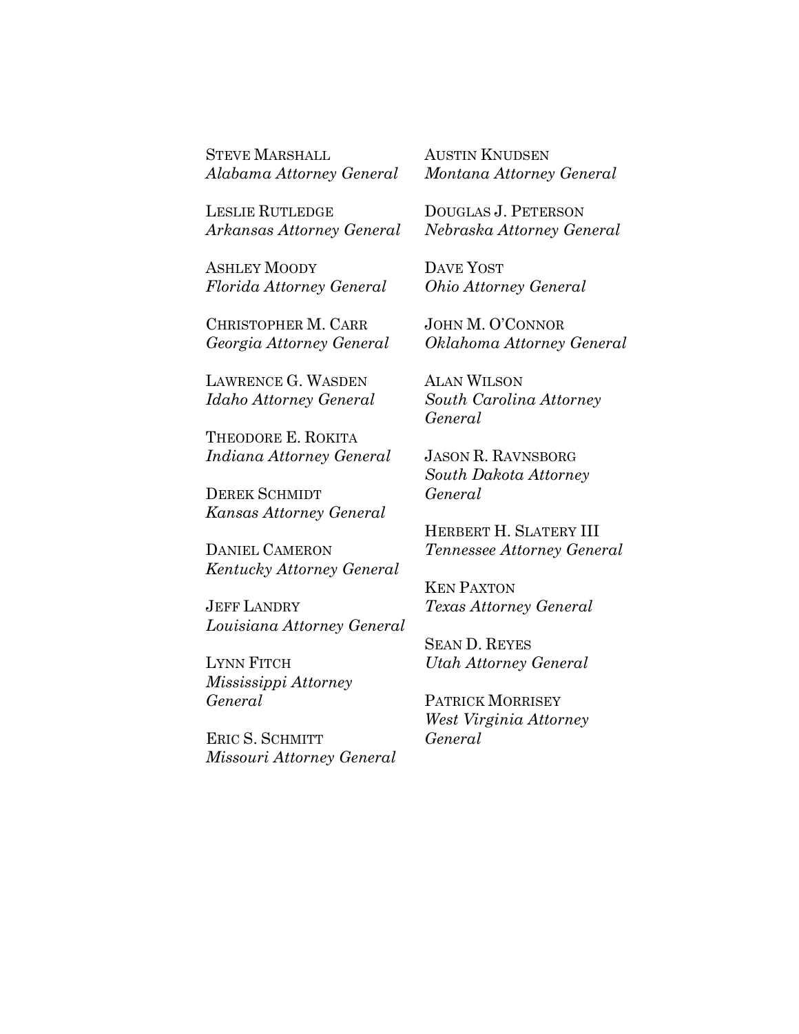STEVE MARSHALL
*Alabama Attorney General*

LESLIE RUTLEDGE
*Arkansas Attorney General*

ASHLEY MOODY
*Florida Attorney General*

CHRISTOPHER M. CARR
*Georgia Attorney General*

LAWRENCE G. WASDEN
*Idaho Attorney General*

THEODORE E. ROKITA
*Indiana Attorney General*

DEREK SCHMIDT
*Kansas Attorney General*

DANIEL CAMERON
*Kentucky Attorney General*

JEFF LANDRY
*Louisiana Attorney General*

LYNN FITCH
*Mississippi Attorney General*

ERIC S. SCHMITT
*Missouri Attorney General*

AUSTIN KNUDSEN
*Montana Attorney General*

DOUGLAS J. PETERSON
*Nebraska Attorney General*

DAVE YOST
*Ohio Attorney General*

JOHN M. O'CONNOR
*Oklahoma Attorney General*

ALAN WILSON
*South Carolina Attorney General*

JASON R. RAVNSBORG
*South Dakota Attorney General*

HERBERT H. SLATERY III
*Tennessee Attorney General*

KEN PAXTON
*Texas Attorney General*

SEAN D. REYES
*Utah Attorney General*

PATRICK MORRISEY
*West Virginia Attorney General*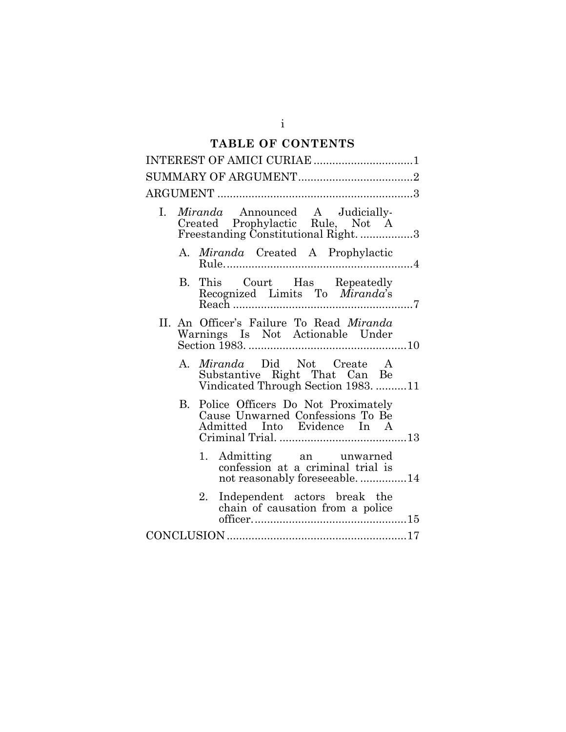# TABLE OF CONTENTS

INTEREST OF AMICI CURIAE ............................... 1

SUMMARY OF ARGUMENT .................................... 2

ARGUMENT ............................................................. 3

I. *Miranda* Announced A Judicially-Created Prophylactic Rule, Not A Freestanding Constitutional Right. ................. 3

  A. *Miranda* Created A Prophylactic Rule. ............................................................ 4

  B. This Court Has Repeatedly Recognized Limits To *Miranda*'s Reach .......................................................... 7

II. An Officer's Failure To Read *Miranda* Warnings Is Not Actionable Under Section 1983. .................................................. 10

  A. *Miranda* Did Not Create A Substantive Right That Can Be Vindicated Through Section 1983. .......... 11

  B. Police Officers Do Not Proximately Cause Unwarned Confessions To Be Admitted Into Evidence In A Criminal Trial. ......................................... 13

    1. Admitting an unwarned confession at a criminal trial is not reasonably foreseeable. ............... 14

    2. Independent actors break the chain of causation from a police officer. ................................................ 15

CONCLUSION ........................................................ 17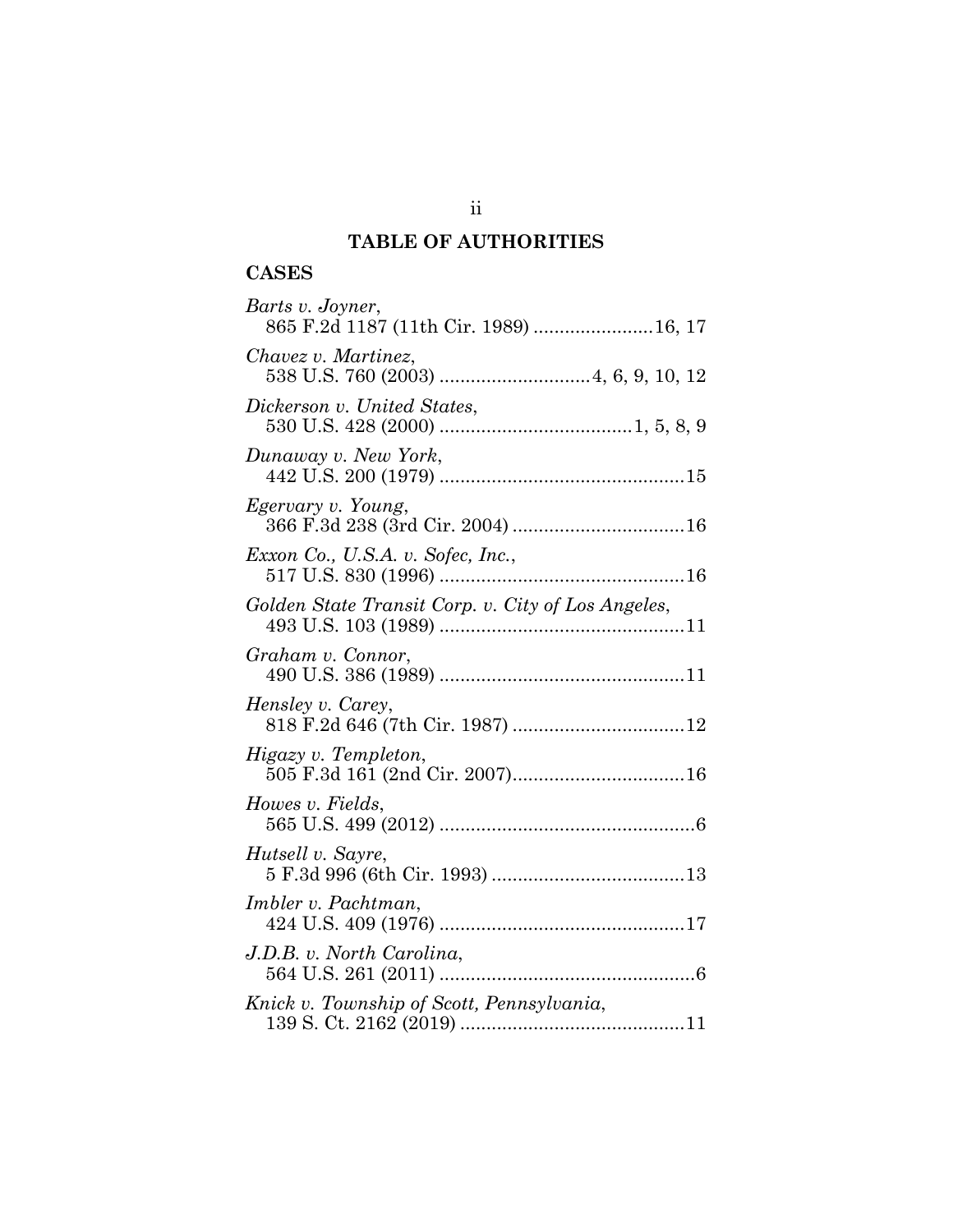# TABLE OF AUTHORITIES

## CASES

*Barts v. Joyner*,
865 F.2d 1187 (11th Cir. 1989) .......................16, 17

*Chavez v. Martinez*,
538 U.S. 760 (2003) ............................4, 6, 9, 10, 12

*Dickerson v. United States*,
530 U.S. 428 (2000) ....................................1, 5, 8, 9

*Dunaway v. New York*,
442 U.S. 200 (1979) ..............................................15

*Egervary v. Young*,
366 F.3d 238 (3rd Cir. 2004) .................................16

*Exxon Co., U.S.A. v. Sofec, Inc.*,
517 U.S. 830 (1996) ..............................................16

*Golden State Transit Corp. v. City of Los Angeles*,
493 U.S. 103 (1989) ..............................................11

*Graham v. Connor*,
490 U.S. 386 (1989) ..............................................11

*Hensley v. Carey*,
818 F.2d 646 (7th Cir. 1987) .................................12

*Higazy v. Templeton*,
505 F.3d 161 (2nd Cir. 2007).................................16

*Howes v. Fields*,
565 U.S. 499 (2012) ................................................6

*Hutsell v. Sayre*,
5 F.3d 996 (6th Cir. 1993) .....................................13

*Imbler v. Pachtman*,
424 U.S. 409 (1976) ..............................................17

*J.D.B. v. North Carolina*,
564 U.S. 261 (2011) ................................................6

*Knick v. Township of Scott, Pennsylvania*,
139 S. Ct. 2162 (2019) ..........................................11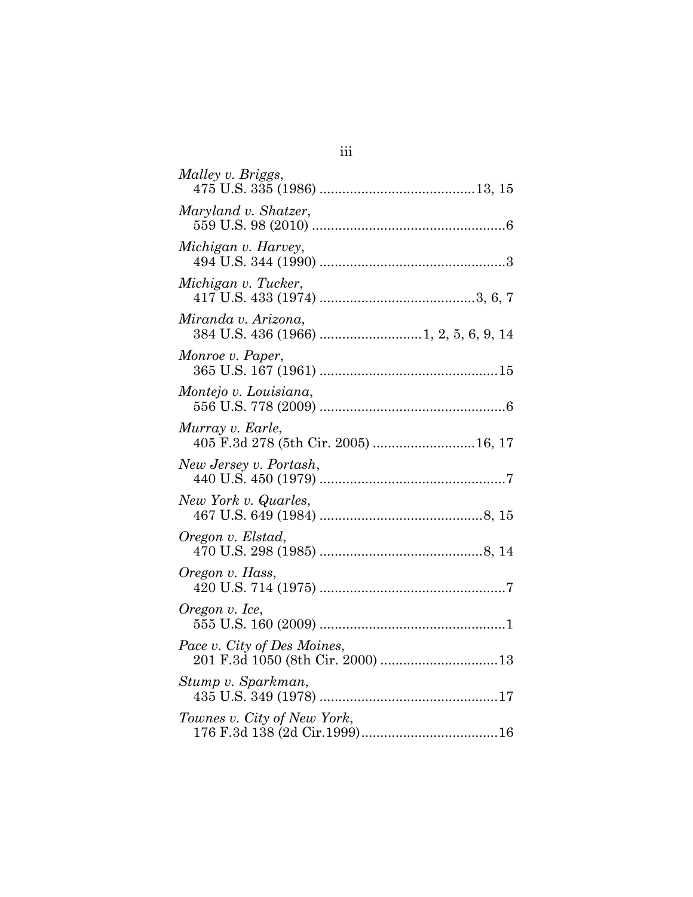*Malley v. Briggs*,
475 U.S. 335 (1986) ........................................13, 15

*Maryland v. Shatzer*,
559 U.S. 98 (2010) ..................................................6

*Michigan v. Harvey*,
494 U.S. 344 (1990) ................................................3

*Michigan v. Tucker*,
417 U.S. 433 (1974) ........................................3, 6, 7

*Miranda v. Arizona*,
384 U.S. 436 (1966) ..........................1, 2, 5, 6, 9, 14

*Monroe v. Paper*,
365 U.S. 167 (1961) ..............................................15

*Montejo v. Louisiana*,
556 U.S. 778 (2009) ................................................6

*Murray v. Earle*,
405 F.3d 278 (5th Cir. 2005) ..........................16, 17

*New Jersey v. Portash*,
440 U.S. 450 (1979) ................................................7

*New York v. Quarles*,
467 U.S. 649 (1984) ..........................................8, 15

*Oregon v. Elstad*,
470 U.S. 298 (1985) ..........................................8, 14

*Oregon v. Hass*,
420 U.S. 714 (1975) ................................................7

*Oregon v. Ice*,
555 U.S. 160 (2009) ................................................1

*Pace v. City of Des Moines*,
201 F.3d 1050 (8th Cir. 2000) ..............................13

*Stump v. Sparkman*,
435 U.S. 349 (1978) ..............................................17

*Townes v. City of New York*,
176 F.3d 138 (2d Cir.1999)...................................16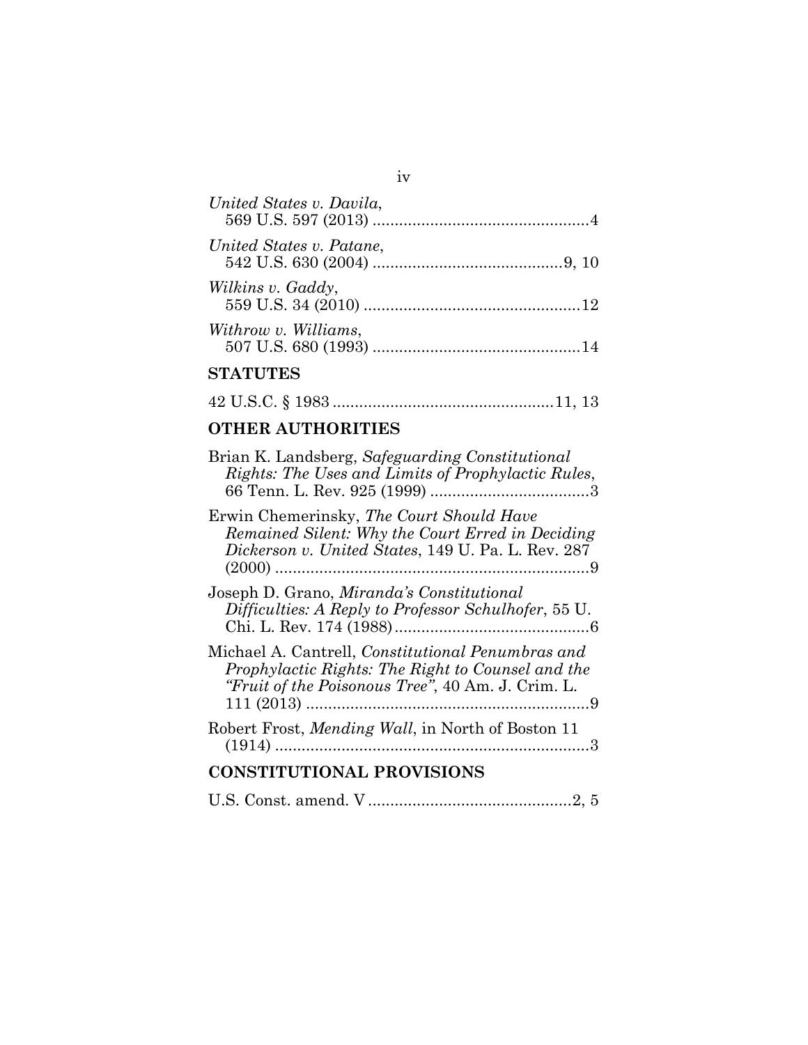*United States v. Davila*,
569 U.S. 597 (2013) .................................................4

*United States v. Patane*,
542 U.S. 630 (2004) ...........................................9, 10

*Wilkins v. Gaddy*,
559 U.S. 34 (2010) .................................................12

*Withrow v. Williams*,
507 U.S. 680 (1993) ...............................................14

## STATUTES

42 U.S.C. § 1983 ..................................................11, 13

## OTHER AUTHORITIES

Brian K. Landsberg, *Safeguarding Constitutional Rights: The Uses and Limits of Prophylactic Rules*, 66 Tenn. L. Rev. 925 (1999) ....................................3

Erwin Chemerinsky, *The Court Should Have Remained Silent: Why the Court Erred in Deciding Dickerson v. United States*, 149 U. Pa. L. Rev. 287 (2000) ........................................................................9

Joseph D. Grano, *Miranda's Constitutional Difficulties: A Reply to Professor Schulhofer*, 55 U. Chi. L. Rev. 174 (1988)............................................6

Michael A. Cantrell, *Constitutional Penumbras and Prophylactic Rights: The Right to Counsel and the "Fruit of the Poisonous Tree"*, 40 Am. J. Crim. L. 111 (2013) ................................................................9

Robert Frost, *Mending Wall*, in North of Boston 11 (1914) ........................................................................3

## CONSTITUTIONAL PROVISIONS

U.S. Const. amend. V ..............................................2, 5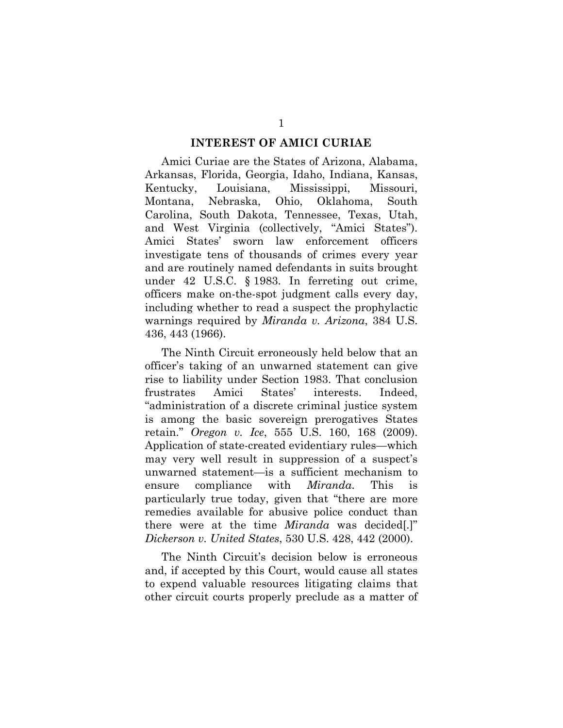## INTEREST OF AMICI CURIAE

Amici Curiae are the States of Arizona, Alabama, Arkansas, Florida, Georgia, Idaho, Indiana, Kansas, Kentucky, Louisiana, Mississippi, Missouri, Montana, Nebraska, Ohio, Oklahoma, South Carolina, South Dakota, Tennessee, Texas, Utah, and West Virginia (collectively, "Amici States"). Amici States' sworn law enforcement officers investigate tens of thousands of crimes every year and are routinely named defendants in suits brought under 42 U.S.C. § 1983. In ferreting out crime, officers make on-the-spot judgment calls every day, including whether to read a suspect the prophylactic warnings required by *Miranda v. Arizona*, 384 U.S. 436, 443 (1966).

The Ninth Circuit erroneously held below that an officer's taking of an unwarned statement can give rise to liability under Section 1983. That conclusion frustrates Amici States' interests. Indeed, "administration of a discrete criminal justice system is among the basic sovereign prerogatives States retain." *Oregon v. Ice*, 555 U.S. 160, 168 (2009). Application of state-created evidentiary rules—which may very well result in suppression of a suspect's unwarned statement—is a sufficient mechanism to ensure compliance with *Miranda*. This is particularly true today, given that "there are more remedies available for abusive police conduct than there were at the time *Miranda* was decided[.]" *Dickerson v. United States*, 530 U.S. 428, 442 (2000).

The Ninth Circuit's decision below is erroneous and, if accepted by this Court, would cause all states to expend valuable resources litigating claims that other circuit courts properly preclude as a matter of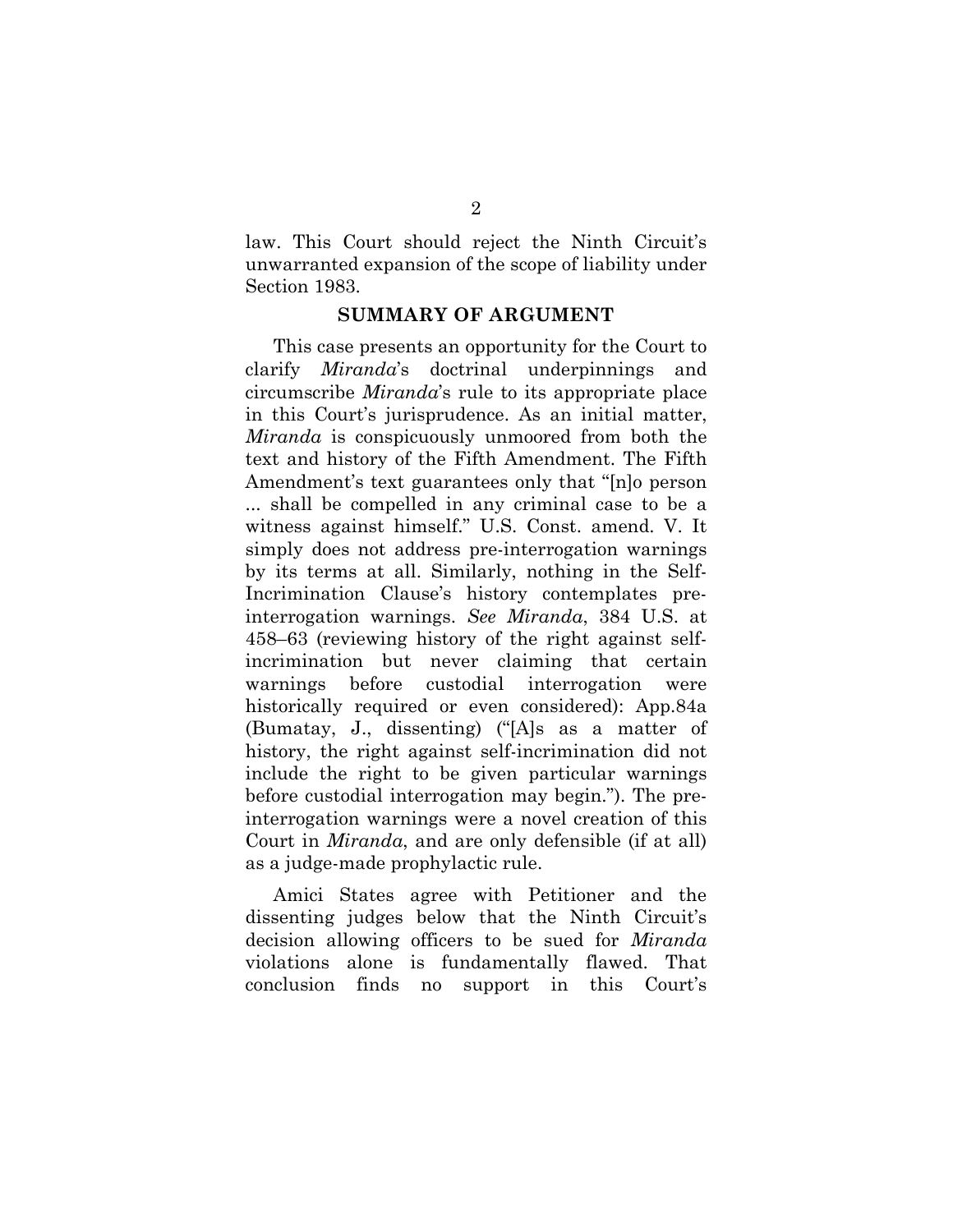law. This Court should reject the Ninth Circuit's unwarranted expansion of the scope of liability under Section 1983.

## SUMMARY OF ARGUMENT

This case presents an opportunity for the Court to clarify *Miranda*'s doctrinal underpinnings and circumscribe *Miranda*'s rule to its appropriate place in this Court's jurisprudence. As an initial matter, *Miranda* is conspicuously unmoored from both the text and history of the Fifth Amendment. The Fifth Amendment's text guarantees only that "[n]o person ... shall be compelled in any criminal case to be a witness against himself." U.S. Const. amend. V. It simply does not address pre-interrogation warnings by its terms at all. Similarly, nothing in the Self-Incrimination Clause's history contemplates pre-interrogation warnings. *See Miranda*, 384 U.S. at 458–63 (reviewing history of the right against self-incrimination but never claiming that certain warnings before custodial interrogation were historically required or even considered): App.84a (Bumatay, J., dissenting) ("[A]s a matter of history, the right against self-incrimination did not include the right to be given particular warnings before custodial interrogation may begin."). The pre-interrogation warnings were a novel creation of this Court in *Miranda*, and are only defensible (if at all) as a judge-made prophylactic rule.

Amici States agree with Petitioner and the dissenting judges below that the Ninth Circuit's decision allowing officers to be sued for *Miranda* violations alone is fundamentally flawed. That conclusion finds no support in this Court's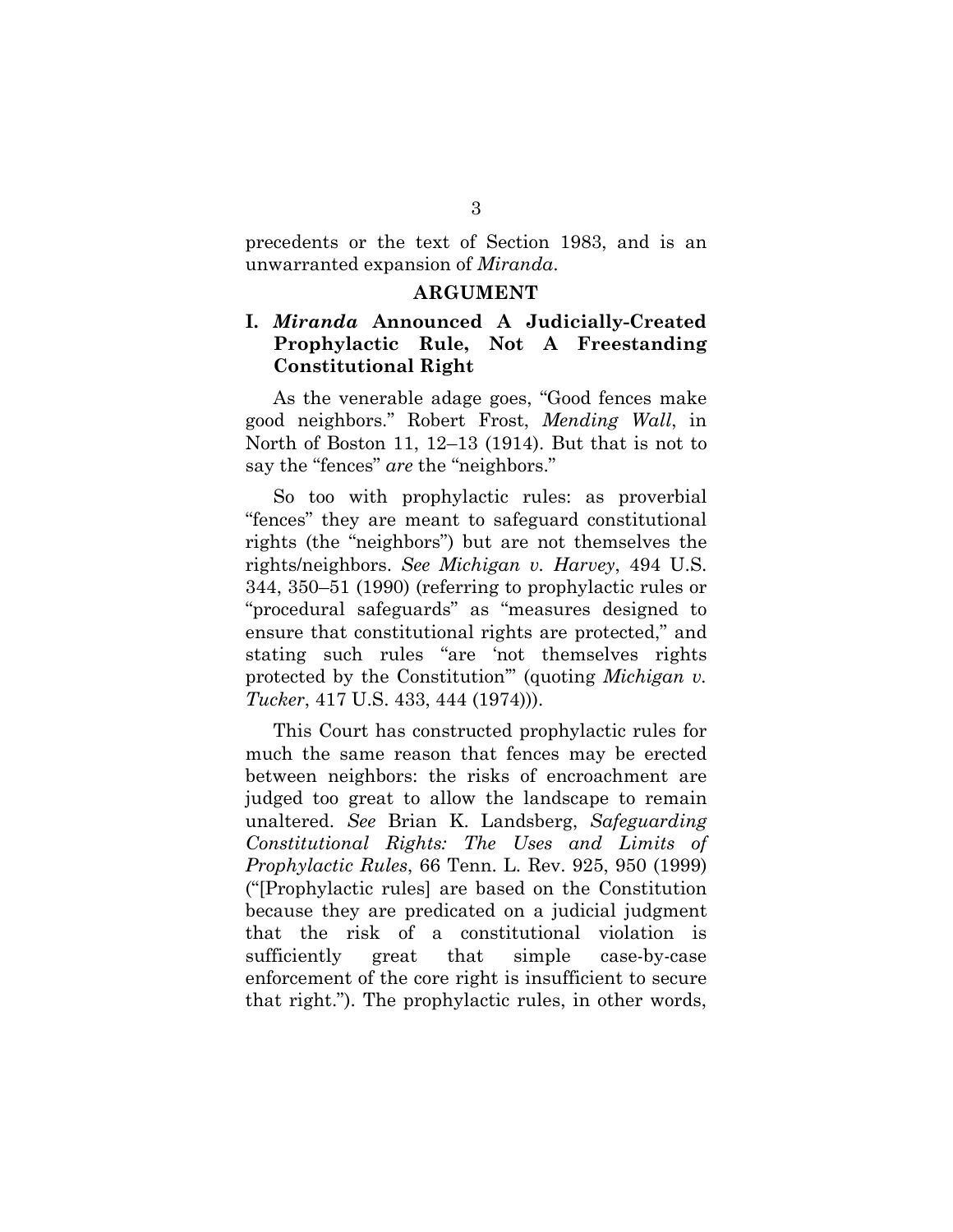precedents or the text of Section 1983, and is an unwarranted expansion of *Miranda*.

## ARGUMENT

### I. *Miranda* Announced A Judicially-Created Prophylactic Rule, Not A Freestanding Constitutional Right

As the venerable adage goes, "Good fences make good neighbors." Robert Frost, *Mending Wall*, in North of Boston 11, 12–13 (1914). But that is not to say the "fences" *are* the "neighbors."

So too with prophylactic rules: as proverbial "fences" they are meant to safeguard constitutional rights (the "neighbors") but are not themselves the rights/neighbors. *See Michigan v. Harvey*, 494 U.S. 344, 350–51 (1990) (referring to prophylactic rules or "procedural safeguards" as "measures designed to ensure that constitutional rights are protected," and stating such rules "are 'not themselves rights protected by the Constitution'" (quoting *Michigan v. Tucker*, 417 U.S. 433, 444 (1974))).

This Court has constructed prophylactic rules for much the same reason that fences may be erected between neighbors: the risks of encroachment are judged too great to allow the landscape to remain unaltered. *See* Brian K. Landsberg, *Safeguarding Constitutional Rights: The Uses and Limits of Prophylactic Rules*, 66 Tenn. L. Rev. 925, 950 (1999) ("[Prophylactic rules] are based on the Constitution because they are predicated on a judicial judgment that the risk of a constitutional violation is sufficiently great that simple case-by-case enforcement of the core right is insufficient to secure that right."). The prophylactic rules, in other words,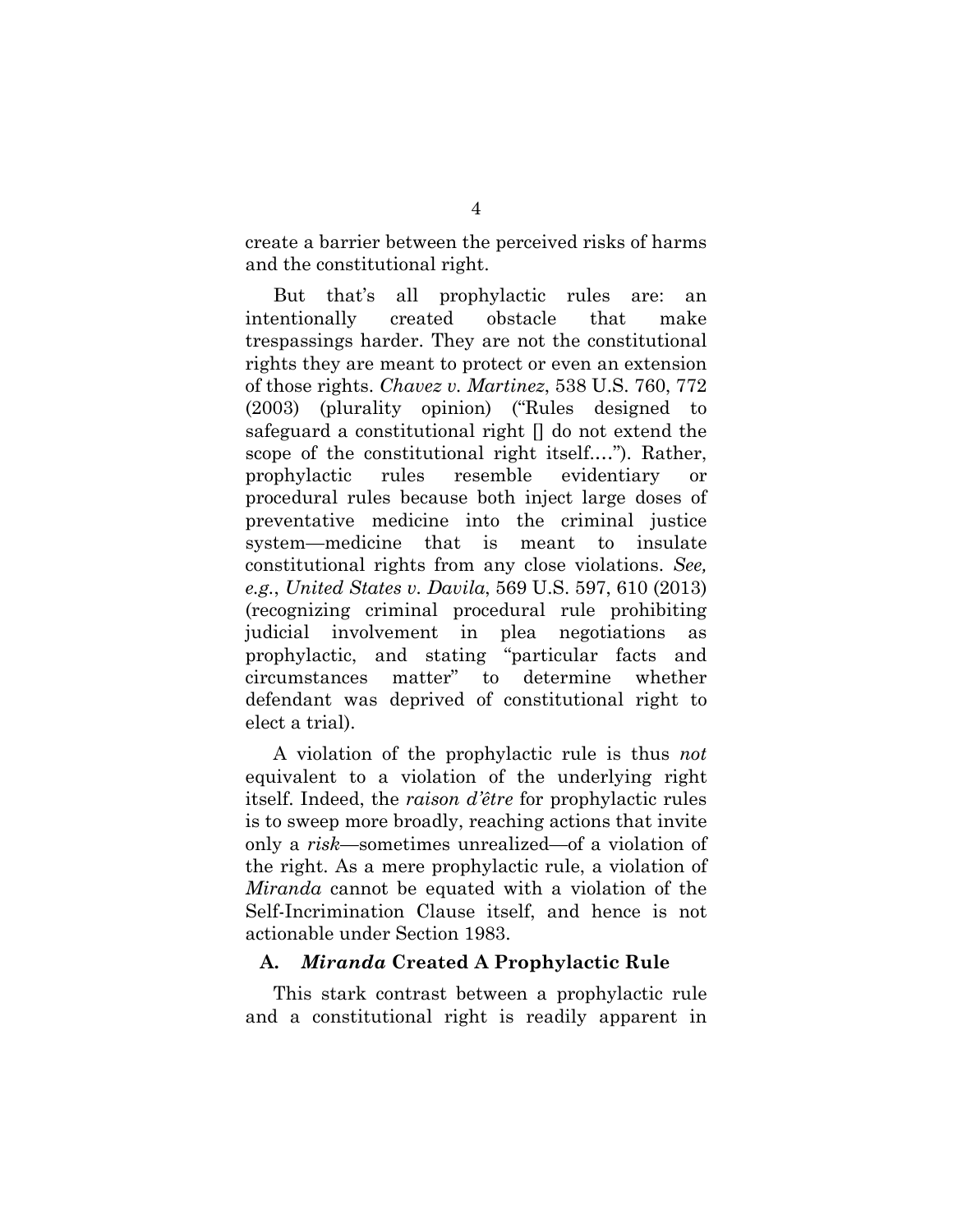create a barrier between the perceived risks of harms and the constitutional right.

But that's all prophylactic rules are: an intentionally created obstacle that make trespassings harder. They are not the constitutional rights they are meant to protect or even an extension of those rights. *Chavez v. Martinez*, 538 U.S. 760, 772 (2003) (plurality opinion) ("Rules designed to safeguard a constitutional right [] do not extend the scope of the constitutional right itself…."). Rather, prophylactic rules resemble evidentiary or procedural rules because both inject large doses of preventative medicine into the criminal justice system—medicine that is meant to insulate constitutional rights from any close violations. *See, e.g.*, *United States v. Davila*, 569 U.S. 597, 610 (2013) (recognizing criminal procedural rule prohibiting judicial involvement in plea negotiations as prophylactic, and stating "particular facts and circumstances matter" to determine whether defendant was deprived of constitutional right to elect a trial).

A violation of the prophylactic rule is thus *not* equivalent to a violation of the underlying right itself. Indeed, the *raison d'être* for prophylactic rules is to sweep more broadly, reaching actions that invite only a *risk*—sometimes unrealized—of a violation of the right. As a mere prophylactic rule, a violation of *Miranda* cannot be equated with a violation of the Self-Incrimination Clause itself, and hence is not actionable under Section 1983.

### A. *Miranda* Created A Prophylactic Rule

This stark contrast between a prophylactic rule and a constitutional right is readily apparent in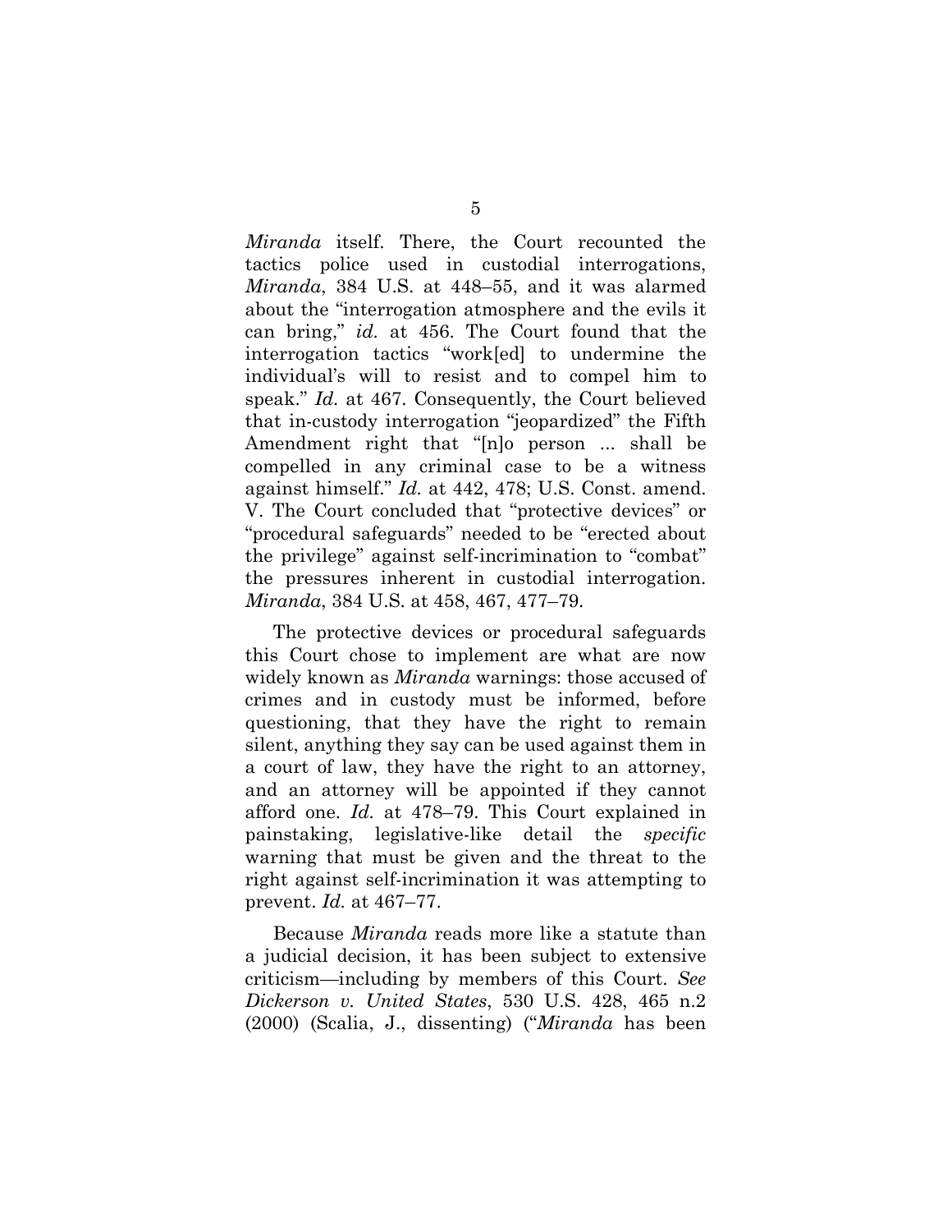*Miranda* itself. There, the Court recounted the tactics police used in custodial interrogations, *Miranda*, 384 U.S. at 448–55, and it was alarmed about the "interrogation atmosphere and the evils it can bring," *id.* at 456. The Court found that the interrogation tactics "work[ed] to undermine the individual's will to resist and to compel him to speak." *Id.* at 467. Consequently, the Court believed that in-custody interrogation "jeopardized" the Fifth Amendment right that "[n]o person ... shall be compelled in any criminal case to be a witness against himself." *Id.* at 442, 478; U.S. Const. amend. V. The Court concluded that "protective devices" or "procedural safeguards" needed to be "erected about the privilege" against self-incrimination to "combat" the pressures inherent in custodial interrogation. *Miranda*, 384 U.S. at 458, 467, 477–79.

The protective devices or procedural safeguards this Court chose to implement are what are now widely known as *Miranda* warnings: those accused of crimes and in custody must be informed, before questioning, that they have the right to remain silent, anything they say can be used against them in a court of law, they have the right to an attorney, and an attorney will be appointed if they cannot afford one. *Id.* at 478–79. This Court explained in painstaking, legislative-like detail the *specific* warning that must be given and the threat to the right against self-incrimination it was attempting to prevent. *Id.* at 467–77.

Because *Miranda* reads more like a statute than a judicial decision, it has been subject to extensive criticism—including by members of this Court. *See Dickerson v. United States*, 530 U.S. 428, 465 n.2 (2000) (Scalia, J., dissenting) ("*Miranda* has been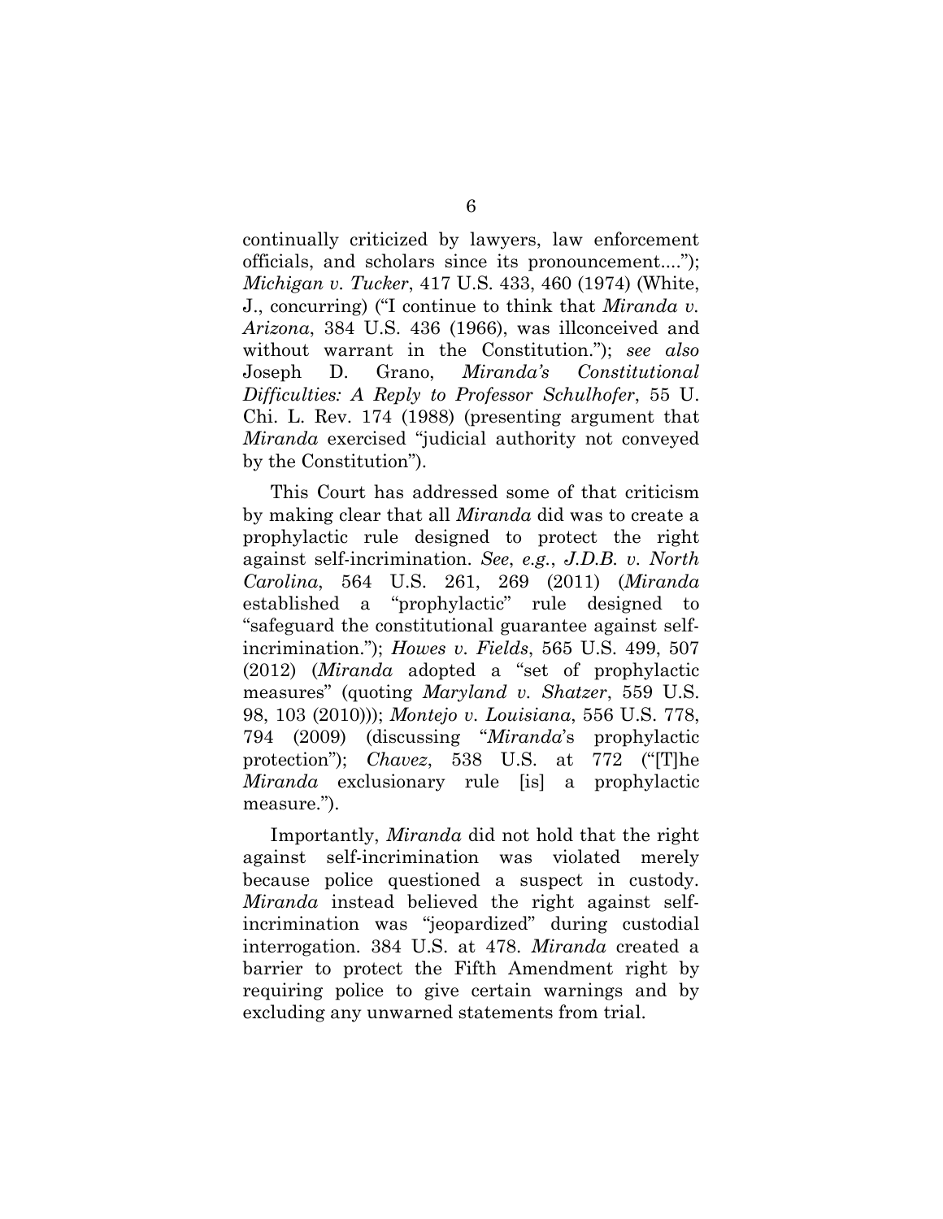continually criticized by lawyers, law enforcement officials, and scholars since its pronouncement...."); *Michigan v. Tucker*, 417 U.S. 433, 460 (1974) (White, J., concurring) ("I continue to think that *Miranda v. Arizona*, 384 U.S. 436 (1966), was illconceived and without warrant in the Constitution."); *see also* Joseph D. Grano, *Miranda's Constitutional Difficulties: A Reply to Professor Schulhofer*, 55 U. Chi. L. Rev. 174 (1988) (presenting argument that *Miranda* exercised "judicial authority not conveyed by the Constitution").

This Court has addressed some of that criticism by making clear that all *Miranda* did was to create a prophylactic rule designed to protect the right against self-incrimination. *See*, *e.g.*, *J.D.B. v. North Carolina*, 564 U.S. 261, 269 (2011) (*Miranda* established a "prophylactic" rule designed to "safeguard the constitutional guarantee against self-incrimination."); *Howes v. Fields*, 565 U.S. 499, 507 (2012) (*Miranda* adopted a "set of prophylactic measures" (quoting *Maryland v. Shatzer*, 559 U.S. 98, 103 (2010))); *Montejo v. Louisiana*, 556 U.S. 778, 794 (2009) (discussing "*Miranda*'s prophylactic protection"); *Chavez*, 538 U.S. at 772 ("[T]he *Miranda* exclusionary rule [is] a prophylactic measure.").

Importantly, *Miranda* did not hold that the right against self-incrimination was violated merely because police questioned a suspect in custody. *Miranda* instead believed the right against self-incrimination was "jeopardized" during custodial interrogation. 384 U.S. at 478. *Miranda* created a barrier to protect the Fifth Amendment right by requiring police to give certain warnings and by excluding any unwarned statements from trial.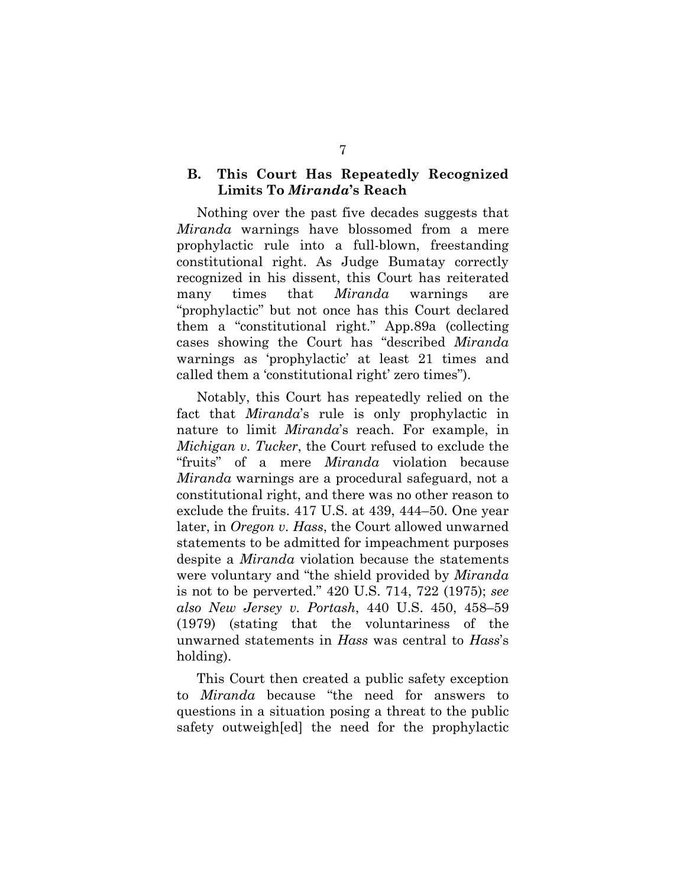### B. This Court Has Repeatedly Recognized Limits To *Miranda*'s Reach

Nothing over the past five decades suggests that *Miranda* warnings have blossomed from a mere prophylactic rule into a full-blown, freestanding constitutional right. As Judge Bumatay correctly recognized in his dissent, this Court has reiterated many times that *Miranda* warnings are "prophylactic" but not once has this Court declared them a "constitutional right." App.89a (collecting cases showing the Court has "described *Miranda* warnings as 'prophylactic' at least 21 times and called them a 'constitutional right' zero times").

Notably, this Court has repeatedly relied on the fact that *Miranda*'s rule is only prophylactic in nature to limit *Miranda*'s reach. For example, in *Michigan v. Tucker*, the Court refused to exclude the "fruits" of a mere *Miranda* violation because *Miranda* warnings are a procedural safeguard, not a constitutional right, and there was no other reason to exclude the fruits. 417 U.S. at 439, 444–50. One year later, in *Oregon v. Hass*, the Court allowed unwarned statements to be admitted for impeachment purposes despite a *Miranda* violation because the statements were voluntary and "the shield provided by *Miranda* is not to be perverted." 420 U.S. 714, 722 (1975); *see also New Jersey v. Portash*, 440 U.S. 450, 458–59 (1979) (stating that the voluntariness of the unwarned statements in *Hass* was central to *Hass*'s holding).

This Court then created a public safety exception to *Miranda* because "the need for answers to questions in a situation posing a threat to the public safety outweigh[ed] the need for the prophylactic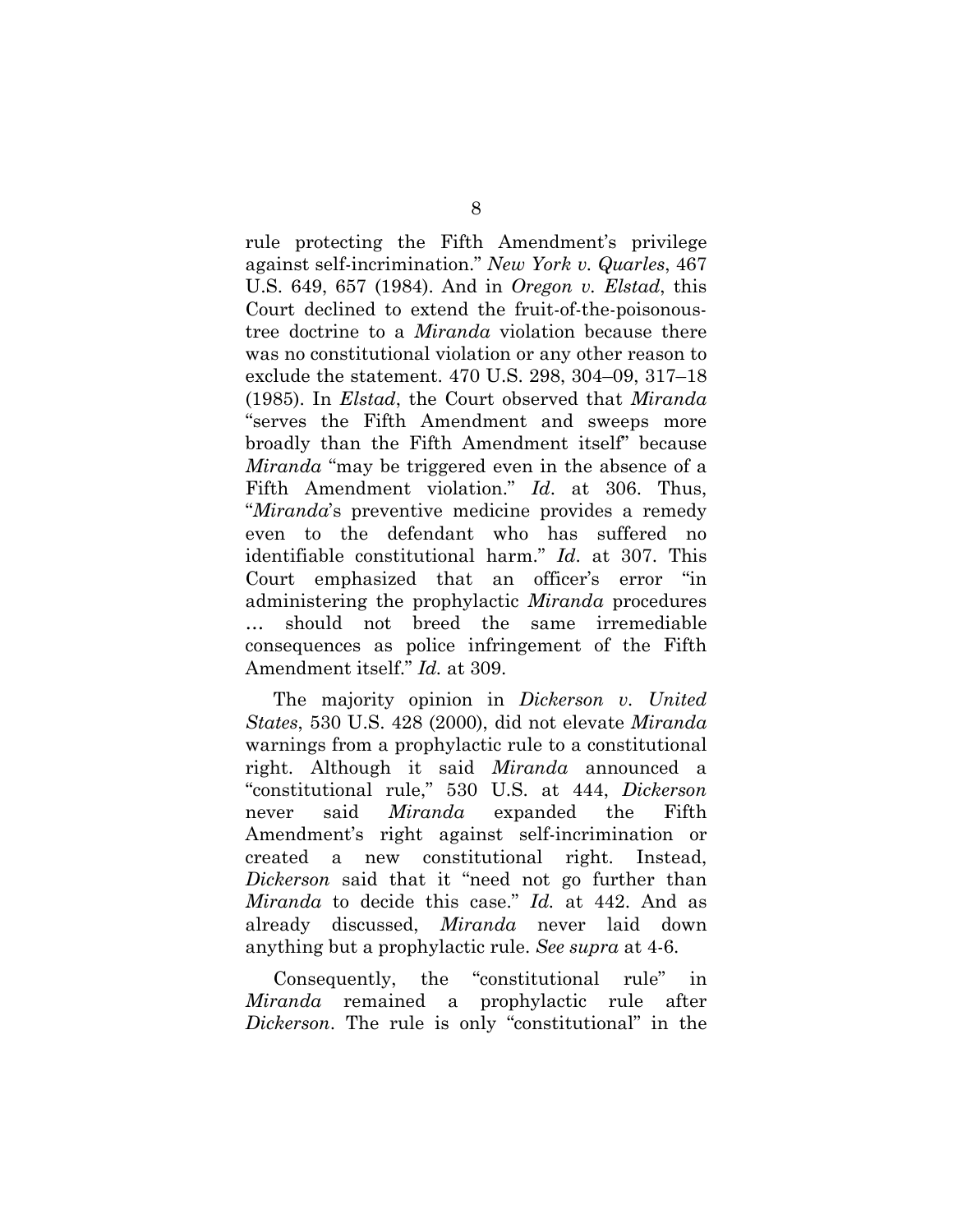rule protecting the Fifth Amendment's privilege against self-incrimination." *New York v. Quarles*, 467 U.S. 649, 657 (1984). And in *Oregon v. Elstad*, this Court declined to extend the fruit-of-the-poisonous-tree doctrine to a *Miranda* violation because there was no constitutional violation or any other reason to exclude the statement. 470 U.S. 298, 304–09, 317–18 (1985). In *Elstad*, the Court observed that *Miranda* "serves the Fifth Amendment and sweeps more broadly than the Fifth Amendment itself" because *Miranda* "may be triggered even in the absence of a Fifth Amendment violation." *Id*. at 306. Thus, "*Miranda*'s preventive medicine provides a remedy even to the defendant who has suffered no identifiable constitutional harm." *Id.* at 307. This Court emphasized that an officer's error "in administering the prophylactic *Miranda* procedures … should not breed the same irremediable consequences as police infringement of the Fifth Amendment itself." *Id.* at 309.

The majority opinion in *Dickerson v. United States*, 530 U.S. 428 (2000), did not elevate *Miranda* warnings from a prophylactic rule to a constitutional right. Although it said *Miranda* announced a "constitutional rule," 530 U.S. at 444, *Dickerson* never said *Miranda* expanded the Fifth Amendment's right against self-incrimination or created a new constitutional right. Instead, *Dickerson* said that it "need not go further than *Miranda* to decide this case." *Id.* at 442. And as already discussed, *Miranda* never laid down anything but a prophylactic rule. *See supra* at 4-6.

Consequently, the "constitutional rule" in *Miranda* remained a prophylactic rule after *Dickerson*. The rule is only "constitutional" in the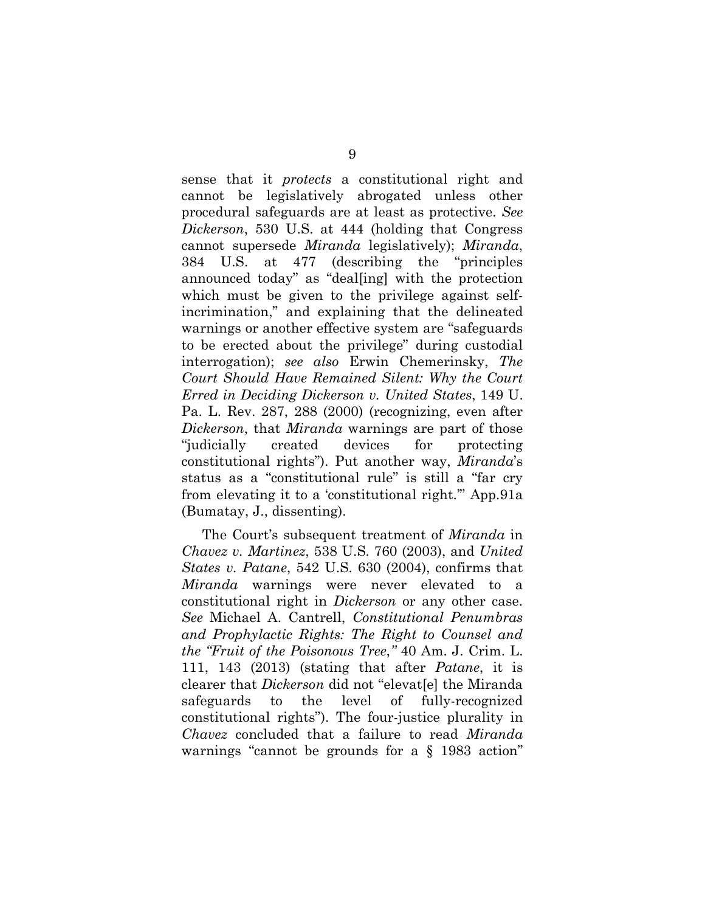sense that it *protects* a constitutional right and cannot be legislatively abrogated unless other procedural safeguards are at least as protective. *See Dickerson*, 530 U.S. at 444 (holding that Congress cannot supersede *Miranda* legislatively); *Miranda*, 384 U.S. at 477 (describing the "principles announced today" as "deal[ing] with the protection which must be given to the privilege against self-incrimination," and explaining that the delineated warnings or another effective system are "safeguards to be erected about the privilege" during custodial interrogation); *see also* Erwin Chemerinsky, *The Court Should Have Remained Silent: Why the Court Erred in Deciding Dickerson v. United States*, 149 U. Pa. L. Rev. 287, 288 (2000) (recognizing, even after *Dickerson*, that *Miranda* warnings are part of those "judicially created devices for protecting constitutional rights"). Put another way, *Miranda*'s status as a "constitutional rule" is still a "far cry from elevating it to a 'constitutional right.'" App.91a (Bumatay, J., dissenting).

The Court's subsequent treatment of *Miranda* in *Chavez v. Martinez*, 538 U.S. 760 (2003), and *United States v. Patane*, 542 U.S. 630 (2004), confirms that *Miranda* warnings were never elevated to a constitutional right in *Dickerson* or any other case. *See* Michael A. Cantrell, *Constitutional Penumbras and Prophylactic Rights: The Right to Counsel and the "Fruit of the Poisonous Tree*,*"* 40 Am. J. Crim. L. 111, 143 (2013) (stating that after *Patane*, it is clearer that *Dickerson* did not "elevat[e] the Miranda safeguards to the level of fully-recognized constitutional rights"). The four-justice plurality in *Chavez* concluded that a failure to read *Miranda* warnings "cannot be grounds for a § 1983 action"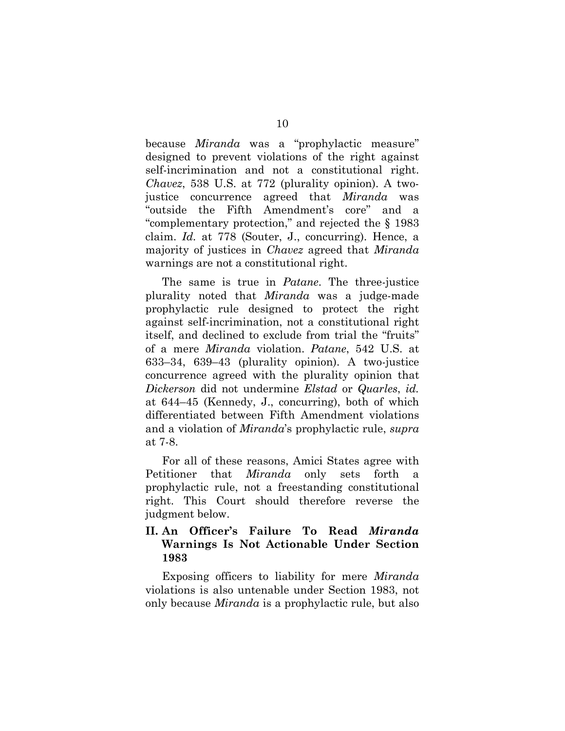because *Miranda* was a "prophylactic measure" designed to prevent violations of the right against self-incrimination and not a constitutional right. *Chavez*, 538 U.S. at 772 (plurality opinion). A two-justice concurrence agreed that *Miranda* was "outside the Fifth Amendment's core" and a "complementary protection," and rejected the § 1983 claim. *Id.* at 778 (Souter, J., concurring). Hence, a majority of justices in *Chavez* agreed that *Miranda* warnings are not a constitutional right.

The same is true in *Patane*. The three-justice plurality noted that *Miranda* was a judge-made prophylactic rule designed to protect the right against self-incrimination, not a constitutional right itself, and declined to exclude from trial the "fruits" of a mere *Miranda* violation. *Patane*, 542 U.S. at 633–34, 639–43 (plurality opinion). A two-justice concurrence agreed with the plurality opinion that *Dickerson* did not undermine *Elstad* or *Quarles*, *id.* at 644–45 (Kennedy, J., concurring), both of which differentiated between Fifth Amendment violations and a violation of *Miranda*'s prophylactic rule, *supra* at 7-8.

For all of these reasons, Amici States agree with Petitioner that *Miranda* only sets forth a prophylactic rule, not a freestanding constitutional right. This Court should therefore reverse the judgment below.

## II. An Officer's Failure To Read *Miranda* Warnings Is Not Actionable Under Section 1983

Exposing officers to liability for mere *Miranda* violations is also untenable under Section 1983, not only because *Miranda* is a prophylactic rule, but also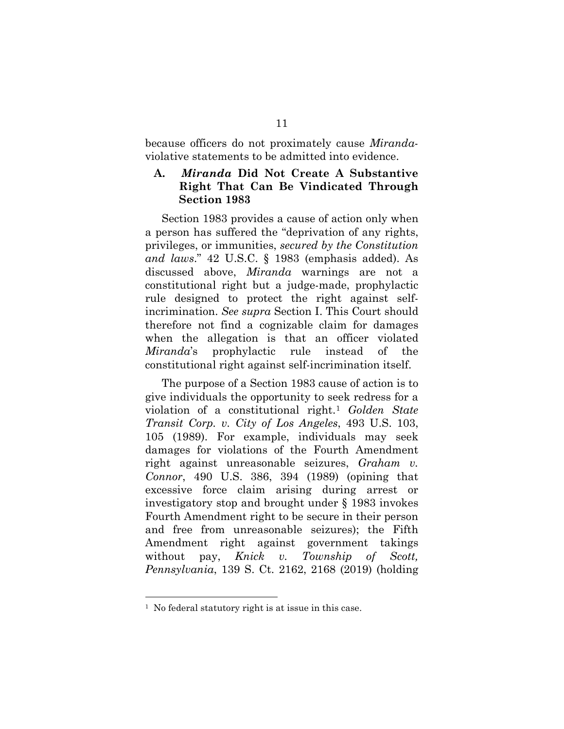because officers do not proximately cause *Miranda*-violative statements to be admitted into evidence.

### A. *Miranda* Did Not Create A Substantive Right That Can Be Vindicated Through Section 1983

Section 1983 provides a cause of action only when a person has suffered the "deprivation of any rights, privileges, or immunities, *secured by the Constitution and laws*." 42 U.S.C. § 1983 (emphasis added). As discussed above, *Miranda* warnings are not a constitutional right but a judge-made, prophylactic rule designed to protect the right against self-incrimination. *See supra* Section I. This Court should therefore not find a cognizable claim for damages when the allegation is that an officer violated *Miranda*'s prophylactic rule instead of the constitutional right against self-incrimination itself.

The purpose of a Section 1983 cause of action is to give individuals the opportunity to seek redress for a violation of a constitutional right.[1] *Golden State Transit Corp. v. City of Los Angeles*, 493 U.S. 103, 105 (1989). For example, individuals may seek damages for violations of the Fourth Amendment right against unreasonable seizures, *Graham v. Connor*, 490 U.S. 386, 394 (1989) (opining that excessive force claim arising during arrest or investigatory stop and brought under § 1983 invokes Fourth Amendment right to be secure in their person and free from unreasonable seizures); the Fifth Amendment right against government takings without pay, *Knick v. Township of Scott, Pennsylvania*, 139 S. Ct. 2162, 2168 (2019) (holding

---

[1] No federal statutory right is at issue in this case.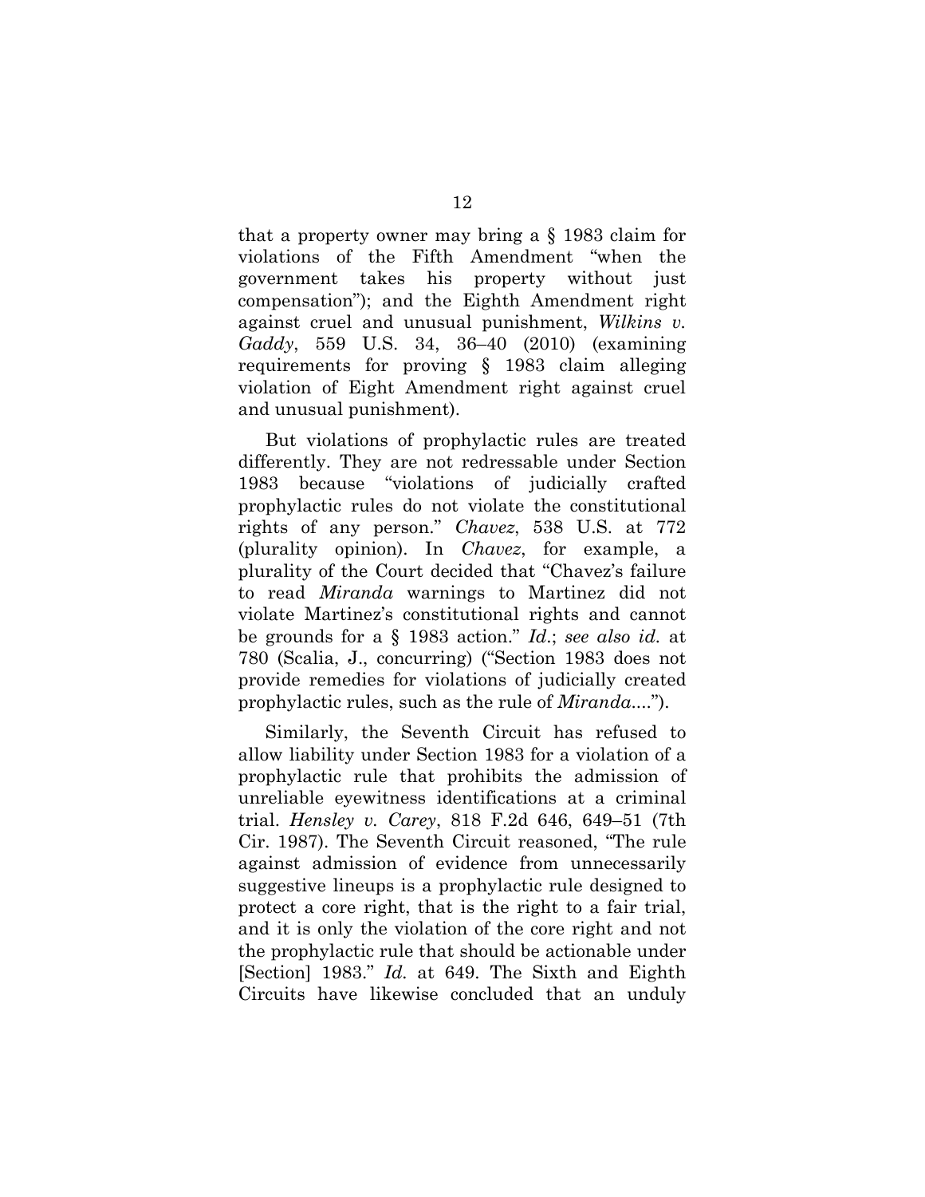that a property owner may bring a § 1983 claim for violations of the Fifth Amendment "when the government takes his property without just compensation"); and the Eighth Amendment right against cruel and unusual punishment, *Wilkins v. Gaddy*, 559 U.S. 34, 36–40 (2010) (examining requirements for proving § 1983 claim alleging violation of Eight Amendment right against cruel and unusual punishment).

But violations of prophylactic rules are treated differently. They are not redressable under Section 1983 because "violations of judicially crafted prophylactic rules do not violate the constitutional rights of any person." *Chavez*, 538 U.S. at 772 (plurality opinion). In *Chavez*, for example, a plurality of the Court decided that "Chavez's failure to read *Miranda* warnings to Martinez did not violate Martinez's constitutional rights and cannot be grounds for a § 1983 action." *Id.*; *see also id.* at 780 (Scalia, J., concurring) ("Section 1983 does not provide remedies for violations of judicially created prophylactic rules, such as the rule of *Miranda*....").

Similarly, the Seventh Circuit has refused to allow liability under Section 1983 for a violation of a prophylactic rule that prohibits the admission of unreliable eyewitness identifications at a criminal trial. *Hensley v. Carey*, 818 F.2d 646, 649–51 (7th Cir. 1987). The Seventh Circuit reasoned, "The rule against admission of evidence from unnecessarily suggestive lineups is a prophylactic rule designed to protect a core right, that is the right to a fair trial, and it is only the violation of the core right and not the prophylactic rule that should be actionable under [Section] 1983." *Id.* at 649. The Sixth and Eighth Circuits have likewise concluded that an unduly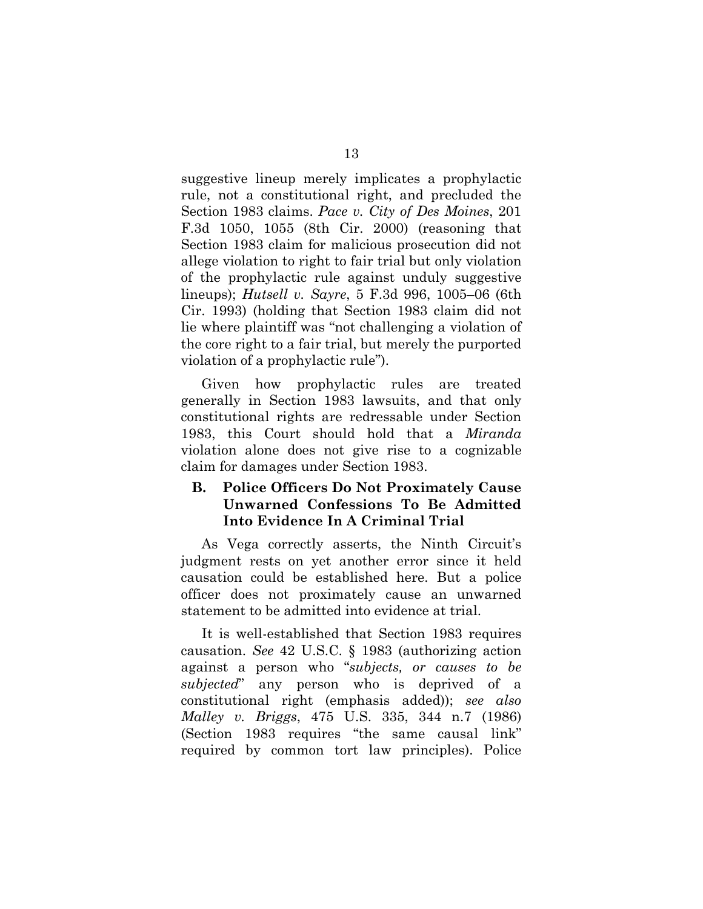suggestive lineup merely implicates a prophylactic rule, not a constitutional right, and precluded the Section 1983 claims. *Pace v. City of Des Moines*, 201 F.3d 1050, 1055 (8th Cir. 2000) (reasoning that Section 1983 claim for malicious prosecution did not allege violation to right to fair trial but only violation of the prophylactic rule against unduly suggestive lineups); *Hutsell v. Sayre*, 5 F.3d 996, 1005–06 (6th Cir. 1993) (holding that Section 1983 claim did not lie where plaintiff was "not challenging a violation of the core right to a fair trial, but merely the purported violation of a prophylactic rule").

Given how prophylactic rules are treated generally in Section 1983 lawsuits, and that only constitutional rights are redressable under Section 1983, this Court should hold that a *Miranda* violation alone does not give rise to a cognizable claim for damages under Section 1983.

### B. Police Officers Do Not Proximately Cause Unwarned Confessions To Be Admitted Into Evidence In A Criminal Trial

As Vega correctly asserts, the Ninth Circuit's judgment rests on yet another error since it held causation could be established here. But a police officer does not proximately cause an unwarned statement to be admitted into evidence at trial.

It is well-established that Section 1983 requires causation. *See* 42 U.S.C. § 1983 (authorizing action against a person who "*subjects, or causes to be subjected*" any person who is deprived of a constitutional right (emphasis added)); *see also Malley v. Briggs*, 475 U.S. 335, 344 n.7 (1986) (Section 1983 requires "the same causal link" required by common tort law principles). Police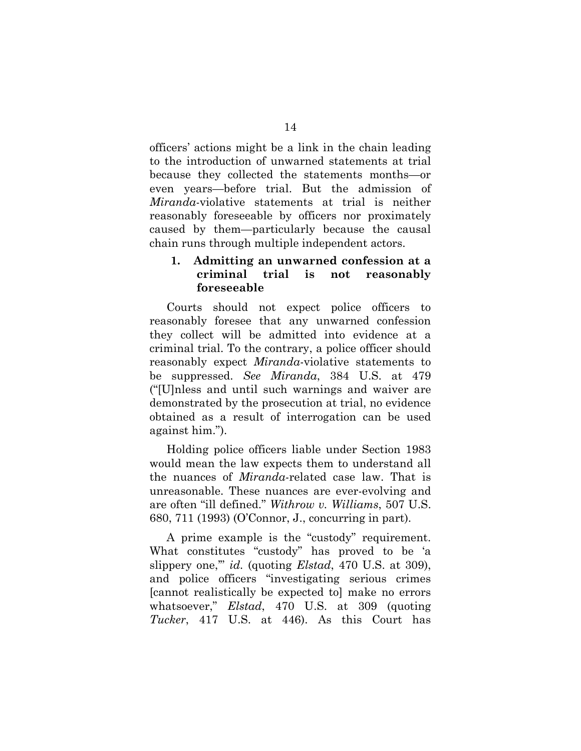officers' actions might be a link in the chain leading to the introduction of unwarned statements at trial because they collected the statements months—or even years—before trial. But the admission of *Miranda*-violative statements at trial is neither reasonably foreseeable by officers nor proximately caused by them—particularly because the causal chain runs through multiple independent actors.

### 1. Admitting an unwarned confession at a criminal trial is not reasonably foreseeable

Courts should not expect police officers to reasonably foresee that any unwarned confession they collect will be admitted into evidence at a criminal trial. To the contrary, a police officer should reasonably expect *Miranda*-violative statements to be suppressed. *See Miranda*, 384 U.S. at 479 ("[U]nless and until such warnings and waiver are demonstrated by the prosecution at trial, no evidence obtained as a result of interrogation can be used against him.").

Holding police officers liable under Section 1983 would mean the law expects them to understand all the nuances of *Miranda*-related case law. That is unreasonable. These nuances are ever-evolving and are often "ill defined." *Withrow v. Williams*, 507 U.S. 680, 711 (1993) (O'Connor, J., concurring in part).

A prime example is the "custody" requirement. What constitutes "custody" has proved to be 'a slippery one,'" *id.* (quoting *Elstad*, 470 U.S. at 309), and police officers "investigating serious crimes [cannot realistically be expected to] make no errors whatsoever," *Elstad*, 470 U.S. at 309 (quoting *Tucker*, 417 U.S. at 446). As this Court has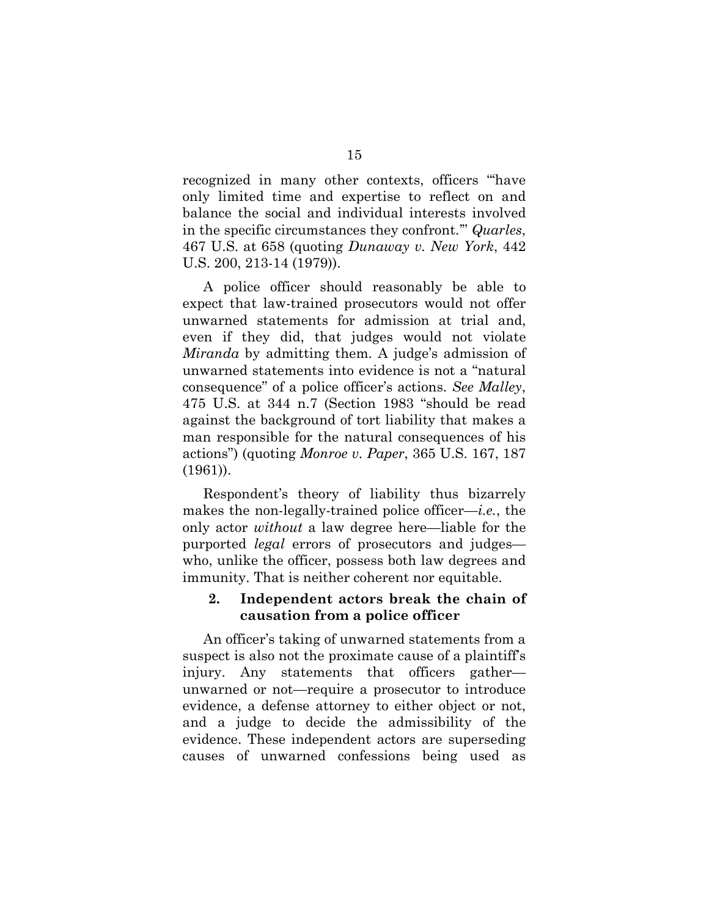recognized in many other contexts, officers "'have only limited time and expertise to reflect on and balance the social and individual interests involved in the specific circumstances they confront.'" *Quarles*, 467 U.S. at 658 (quoting *Dunaway v. New York*, 442 U.S. 200, 213-14 (1979)).

A police officer should reasonably be able to expect that law-trained prosecutors would not offer unwarned statements for admission at trial and, even if they did, that judges would not violate *Miranda* by admitting them. A judge's admission of unwarned statements into evidence is not a "natural consequence" of a police officer's actions. *See Malley*, 475 U.S. at 344 n.7 (Section 1983 "should be read against the background of tort liability that makes a man responsible for the natural consequences of his actions") (quoting *Monroe v. Paper*, 365 U.S. 167, 187 (1961)).

Respondent's theory of liability thus bizarrely makes the non-legally-trained police officer—*i.e.*, the only actor *without* a law degree here—liable for the purported *legal* errors of prosecutors and judges—who, unlike the officer, possess both law degrees and immunity. That is neither coherent nor equitable.

### 2. Independent actors break the chain of causation from a police officer

An officer's taking of unwarned statements from a suspect is also not the proximate cause of a plaintiff's injury. Any statements that officers gather—unwarned or not—require a prosecutor to introduce evidence, a defense attorney to either object or not, and a judge to decide the admissibility of the evidence. These independent actors are superseding causes of unwarned confessions being used as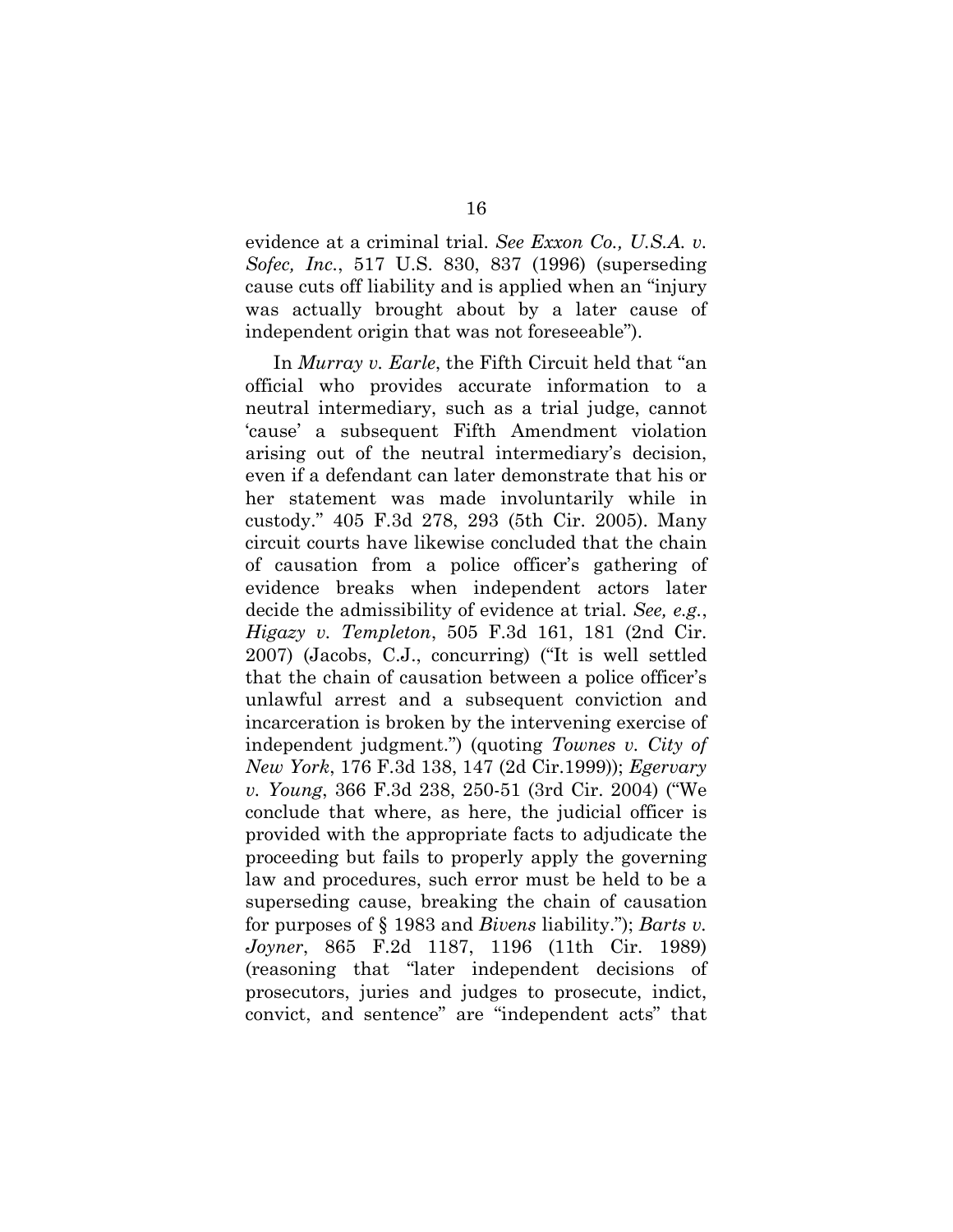evidence at a criminal trial. *See Exxon Co., U.S.A. v. Sofec, Inc.*, 517 U.S. 830, 837 (1996) (superseding cause cuts off liability and is applied when an "injury was actually brought about by a later cause of independent origin that was not foreseeable").

In *Murray v. Earle*, the Fifth Circuit held that "an official who provides accurate information to a neutral intermediary, such as a trial judge, cannot 'cause' a subsequent Fifth Amendment violation arising out of the neutral intermediary's decision, even if a defendant can later demonstrate that his or her statement was made involuntarily while in custody." 405 F.3d 278, 293 (5th Cir. 2005). Many circuit courts have likewise concluded that the chain of causation from a police officer's gathering of evidence breaks when independent actors later decide the admissibility of evidence at trial. *See, e.g.*, *Higazy v. Templeton*, 505 F.3d 161, 181 (2nd Cir. 2007) (Jacobs, C.J., concurring) ("It is well settled that the chain of causation between a police officer's unlawful arrest and a subsequent conviction and incarceration is broken by the intervening exercise of independent judgment.") (quoting *Townes v. City of New York*, 176 F.3d 138, 147 (2d Cir.1999)); *Egervary v. Young*, 366 F.3d 238, 250-51 (3rd Cir. 2004) ("We conclude that where, as here, the judicial officer is provided with the appropriate facts to adjudicate the proceeding but fails to properly apply the governing law and procedures, such error must be held to be a superseding cause, breaking the chain of causation for purposes of § 1983 and *Bivens* liability."); *Barts v. Joyner*, 865 F.2d 1187, 1196 (11th Cir. 1989) (reasoning that "later independent decisions of prosecutors, juries and judges to prosecute, indict, convict, and sentence" are "independent acts" that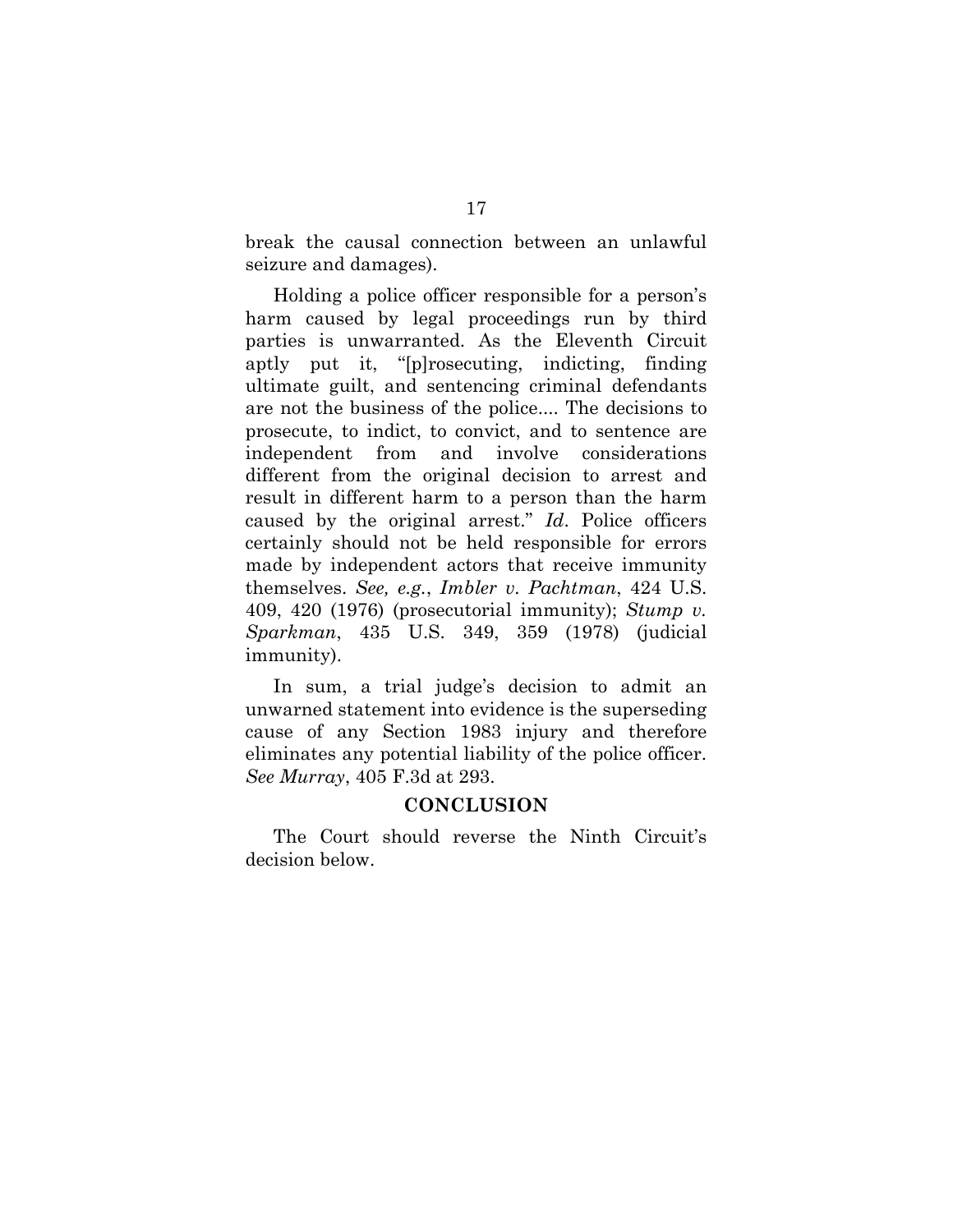break the causal connection between an unlawful seizure and damages).

Holding a police officer responsible for a person's harm caused by legal proceedings run by third parties is unwarranted. As the Eleventh Circuit aptly put it, "[p]rosecuting, indicting, finding ultimate guilt, and sentencing criminal defendants are not the business of the police.... The decisions to prosecute, to indict, to convict, and to sentence are independent from and involve considerations different from the original decision to arrest and result in different harm to a person than the harm caused by the original arrest." *Id*. Police officers certainly should not be held responsible for errors made by independent actors that receive immunity themselves. *See, e.g.*, *Imbler v. Pachtman*, 424 U.S. 409, 420 (1976) (prosecutorial immunity); *Stump v. Sparkman*, 435 U.S. 349, 359 (1978) (judicial immunity).

In sum, a trial judge's decision to admit an unwarned statement into evidence is the superseding cause of any Section 1983 injury and therefore eliminates any potential liability of the police officer. *See Murray*, 405 F.3d at 293.

## CONCLUSION

The Court should reverse the Ninth Circuit's decision below.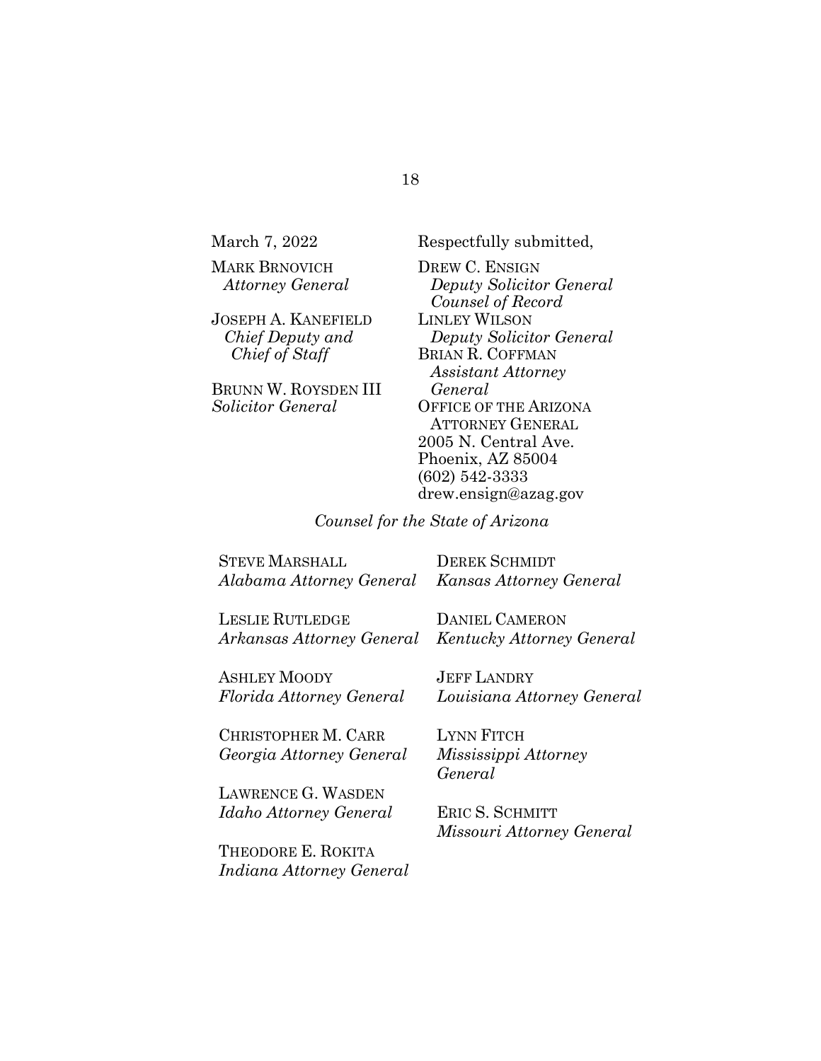March 7, 2022

Respectfully submitted,

MARK BRNOVICH
*Attorney General*

JOSEPH A. KANEFIELD
*Chief Deputy and Chief of Staff*

BRUNN W. ROYSDEN III
*Solicitor General*

DREW C. ENSIGN
*Deputy Solicitor General*
*Counsel of Record*
LINLEY WILSON
*Deputy Solicitor General*
BRIAN R. COFFMAN
*Assistant Attorney General*
OFFICE OF THE ARIZONA ATTORNEY GENERAL
2005 N. Central Ave.
Phoenix, AZ 85004
(602) 542-3333
drew.ensign@azag.gov

*Counsel for the State of Arizona*

STEVE MARSHALL
*Alabama Attorney General*

LESLIE RUTLEDGE
*Arkansas Attorney General*

ASHLEY MOODY
*Florida Attorney General*

CHRISTOPHER M. CARR
*Georgia Attorney General*

LAWRENCE G. WASDEN
*Idaho Attorney General*

THEODORE E. ROKITA
*Indiana Attorney General*

DEREK SCHMIDT
*Kansas Attorney General*

DANIEL CAMERON
*Kentucky Attorney General*

JEFF LANDRY
*Louisiana Attorney General*

LYNN FITCH
*Mississippi Attorney General*

ERIC S. SCHMITT
*Missouri Attorney General*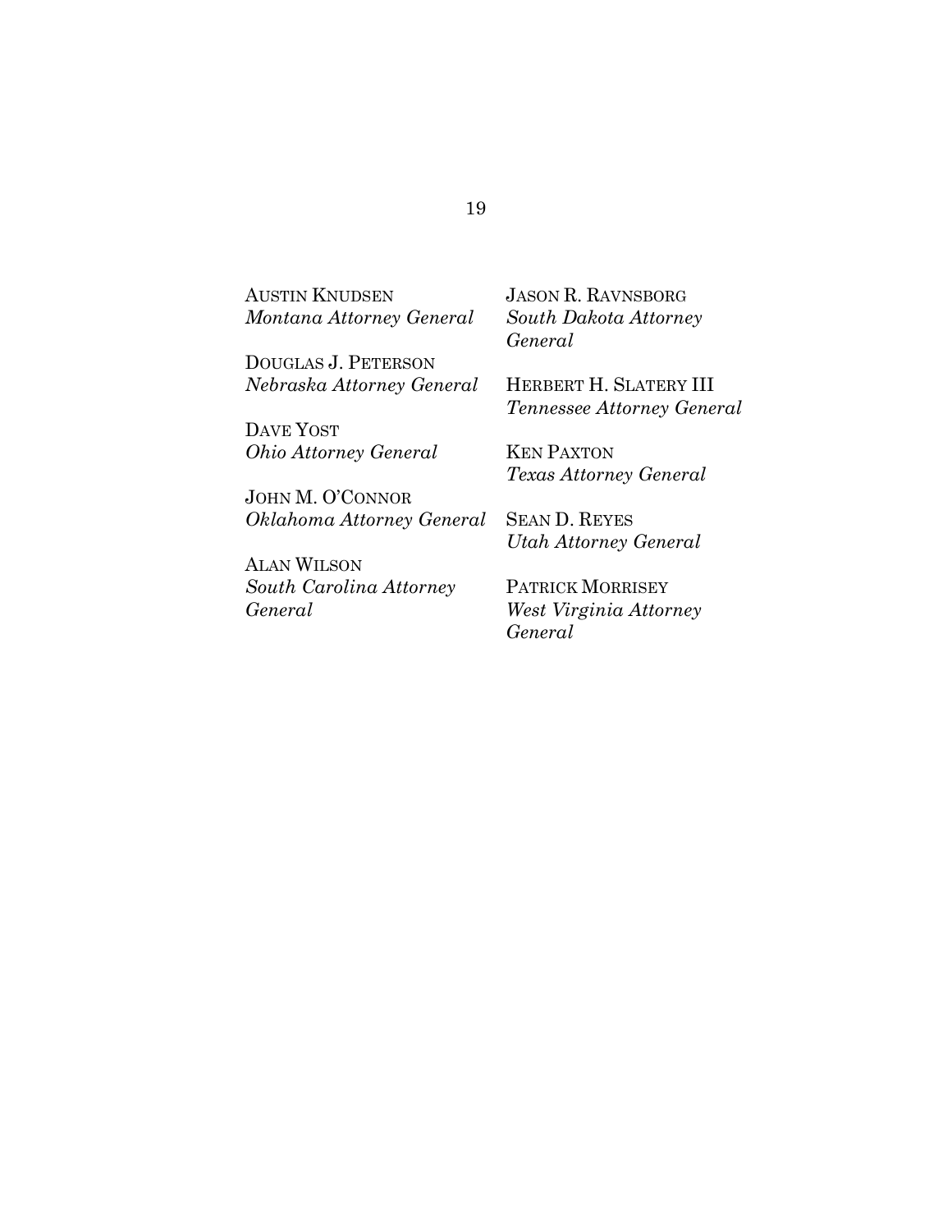AUSTIN KNUDSEN
*Montana Attorney General*

DOUGLAS J. PETERSON
*Nebraska Attorney General*

DAVE YOST
*Ohio Attorney General*

JOHN M. O'CONNOR
*Oklahoma Attorney General*

ALAN WILSON
*South Carolina Attorney General*

JASON R. RAVNSBORG
*South Dakota Attorney General*

HERBERT H. SLATERY III
*Tennessee Attorney General*

KEN PAXTON
*Texas Attorney General*

SEAN D. REYES
*Utah Attorney General*

PATRICK MORRISEY
*West Virginia Attorney General*